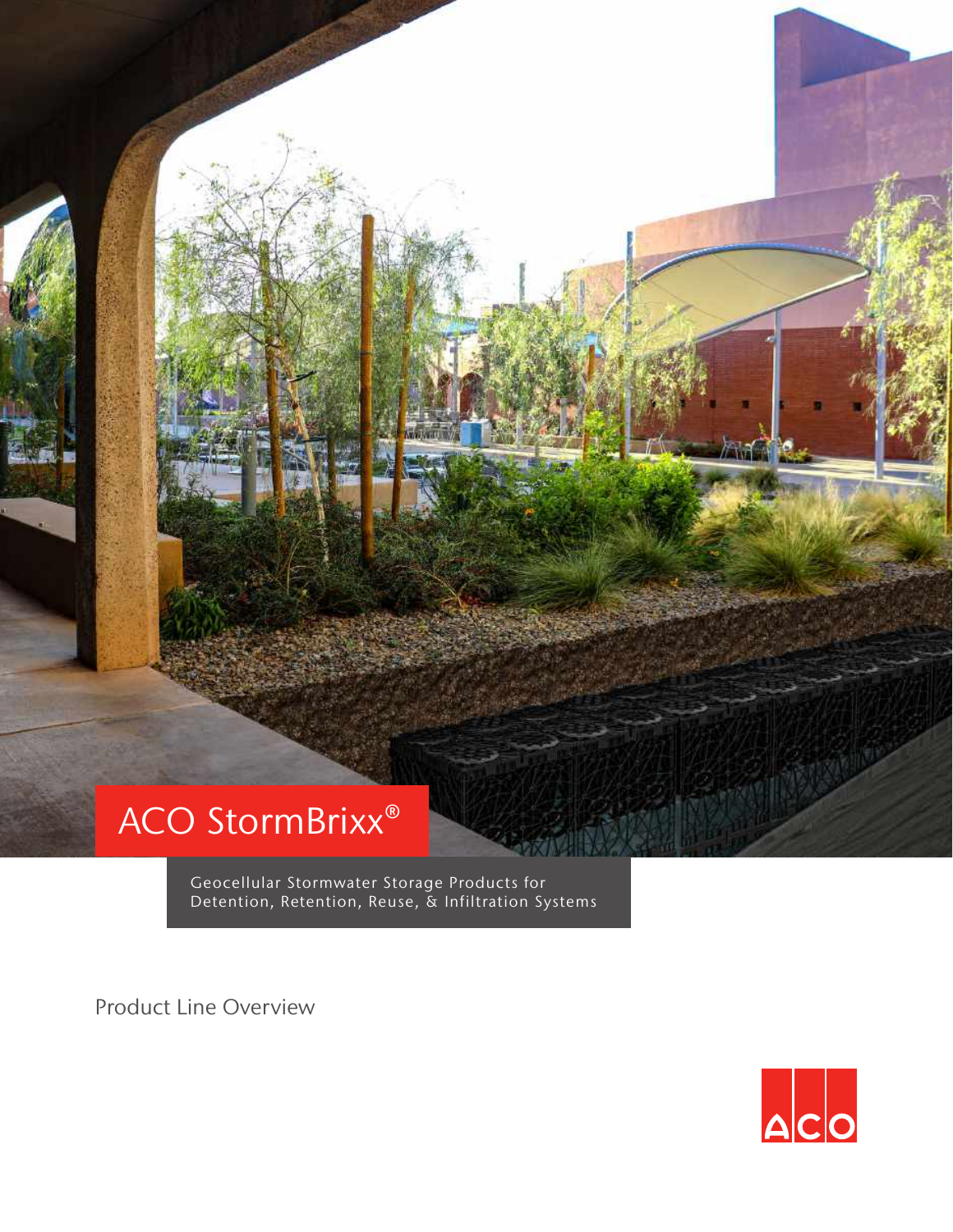# ACO StormBrixx®

Geocellular Stormwater Storage Products for Detention, Retention, Reuse, & Infiltration Systems

Product Line Overview

ACO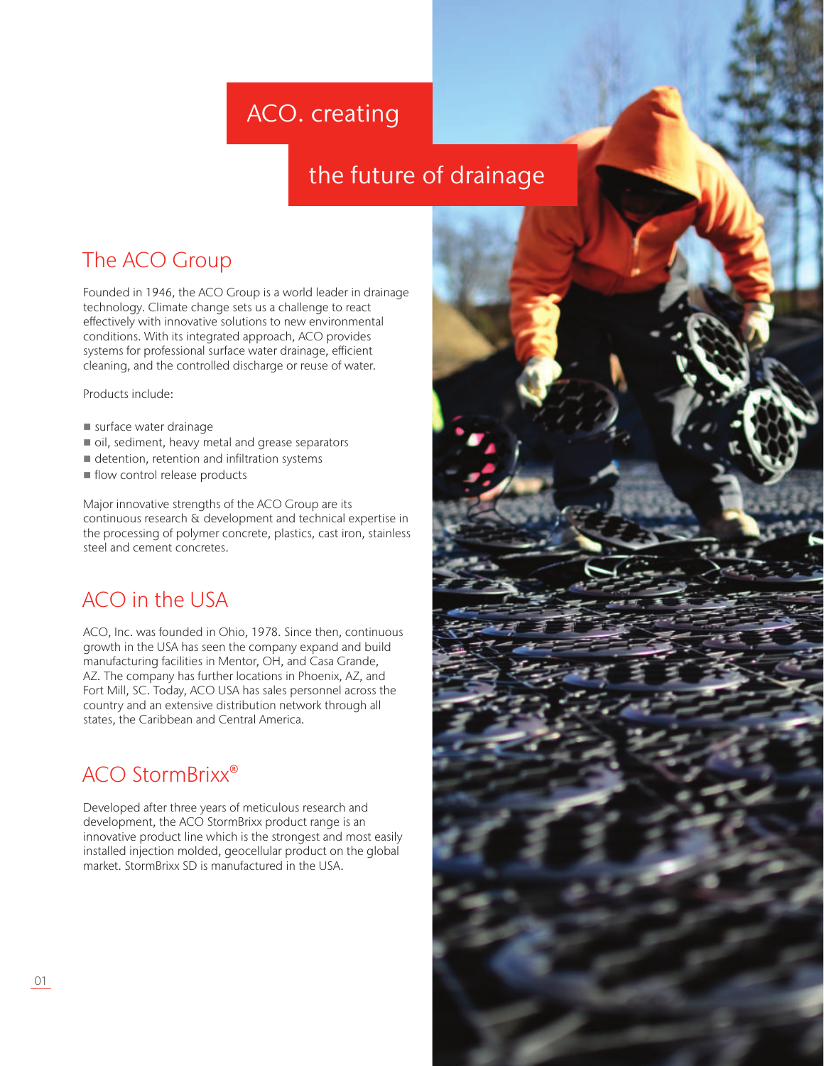# ACO. creating the future of drainage

## The ACO Group

Founded in 1946, the ACO Group is a world leader in drainage technology. Climate change sets us a challenge to react effectively with innovative solutions to new environmental conditions. With its integrated approach, ACO provides systems for professional surface water drainage, efficient cleaning, and the controlled discharge or reuse of water.

Products include:

- surface water drainage
- oil, sediment, heavy metal and grease separators
- detention, retention and infiltration systems
- flow control release products

Major innovative strengths of the ACO Group are its continuous research & development and technical expertise in the processing of polymer concrete, plastics, cast iron, stainless steel and cement concretes.

## ACO in the USA

ACO, Inc. was founded in Ohio, 1978. Since then, continuous growth in the USA has seen the company expand and build manufacturing facilities in Mentor, OH, and Casa Grande, AZ. The company has further locations in Phoenix, AZ, and Fort Mill, SC. Today, ACO USA has sales personnel across the country and an extensive distribution network through all states, the Caribbean and Central America.

## ACO StormBrixx®

Developed after three years of meticulous research and development, the ACO StormBrixx product range is an innovative product line which is the strongest and most easily installed injection molded, geocellular product on the global market. StormBrixx SD is manufactured in the USA.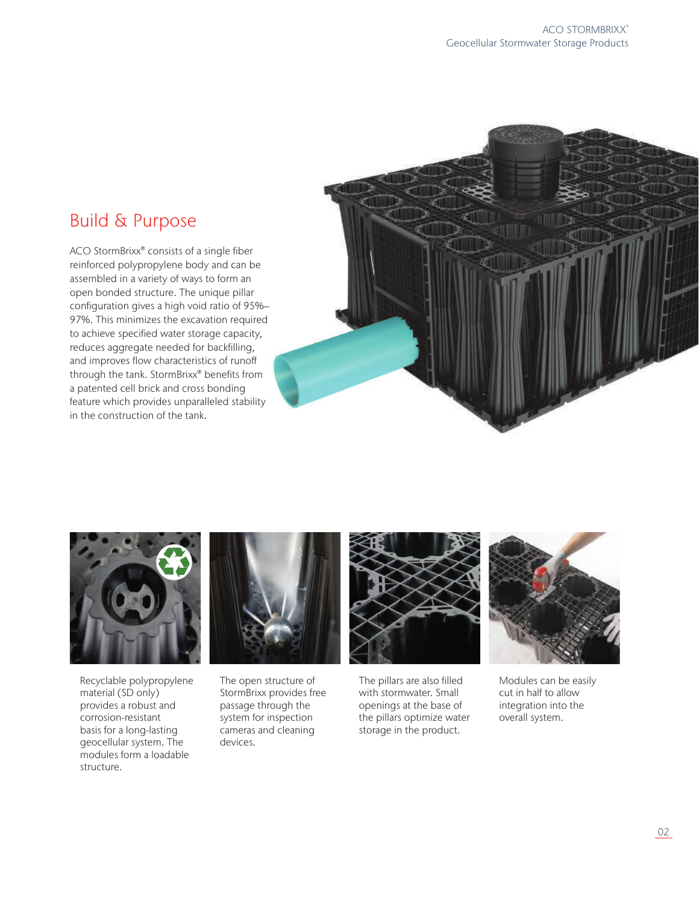## Build & Purpose

ACO StormBrixx® consists of a single fiber reinforced polypropylene body and can be assembled in a variety of ways to form an open bonded structure. The unique pillar configuration gives a high void ratio of 95%–97%. This minimizes the excavation required to achieve specified water storage capacity, reduces aggregate needed for backfilling, and improves flow characteristics of runoff through the tank. StormBrixx® benefits from a patented cell brick and cross bonding feature which provides unparalleled stability in the construction of the tank.

Recyclable polypropylene material (SD only) provides a robust and corrosion-resistant basis for a long-lasting geocellular system. The modules form a loadable structure.

The open structure of StormBrixx provides free passage through the system for inspection cameras and cleaning devices.

The pillars are also filled with stormwater. Small openings at the base of the pillars optimize water storage in the product.

Modules can be easily cut in half to allow integration into the overall system.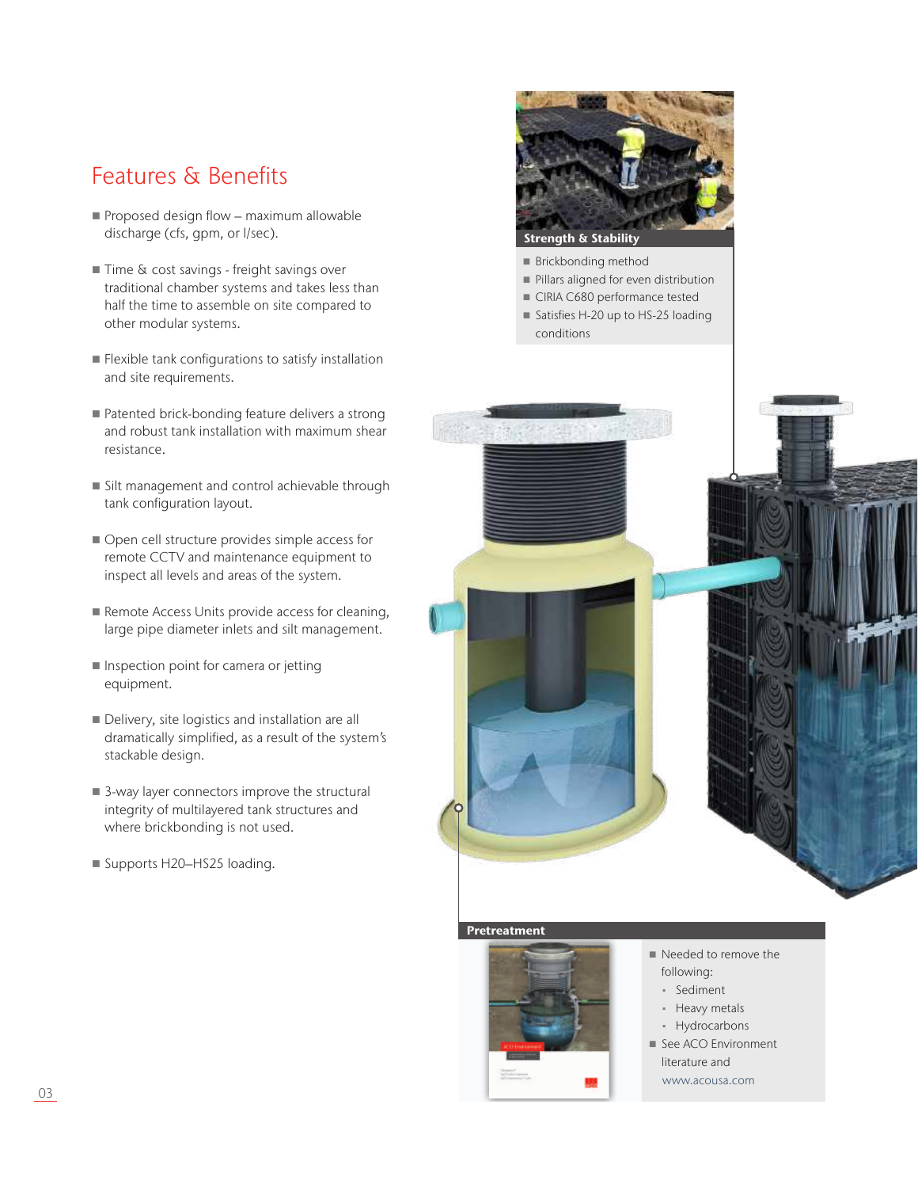## Features & Benefits

- Proposed design flow – maximum allowable discharge (cfs, gpm, or l/sec).
- Time & cost savings - freight savings over traditional chamber systems and takes less than half the time to assemble on site compared to other modular systems.
- Flexible tank configurations to satisfy installation and site requirements.
- Patented brick-bonding feature delivers a strong and robust tank installation with maximum shear resistance.
- Silt management and control achievable through tank configuration layout.
- Open cell structure provides simple access for remote CCTV and maintenance equipment to inspect all levels and areas of the system.
- Remote Access Units provide access for cleaning, large pipe diameter inlets and silt management.
- Inspection point for camera or jetting equipment.
- Delivery, site logistics and installation are all dramatically simplified, as a result of the system's stackable design.
- 3-way layer connectors improve the structural integrity of multilayered tank structures and where brickbonding is not used.
- Supports H20–HS25 loading.

**Strength & Stability**

- Brickbonding method
- Pillars aligned for even distribution
- CIRIA C680 performance tested
- Satisfies H-20 up to HS-25 loading conditions

**Pretreatment**

- Needed to remove the following:
  - Sediment
  - Heavy metals
  - Hydrocarbons
- See ACO Environment literature and www.acousa.com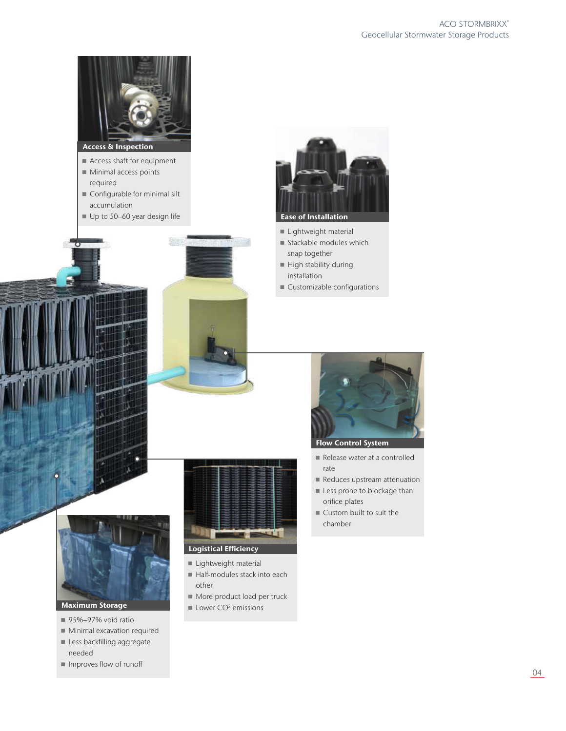### Access & Inspection

- Access shaft for equipment
- Minimal access points required
- Configurable for minimal silt accumulation
- Up to 50–60 year design life

### Ease of Installation

- Lightweight material
- Stackable modules which snap together
- High stability during installation
- Customizable configurations

### Flow Control System

- Release water at a controlled rate
- Reduces upstream attenuation
- Less prone to blockage than orifice plates
- Custom built to suit the chamber

### Maximum Storage

- 95%–97% void ratio
- Minimal excavation required
- Less backfilling aggregate needed
- Improves flow of runoff

### Logistical Efficiency

- Lightweight material
- Half-modules stack into each other
- More product load per truck
- Lower $CO_2$ emissions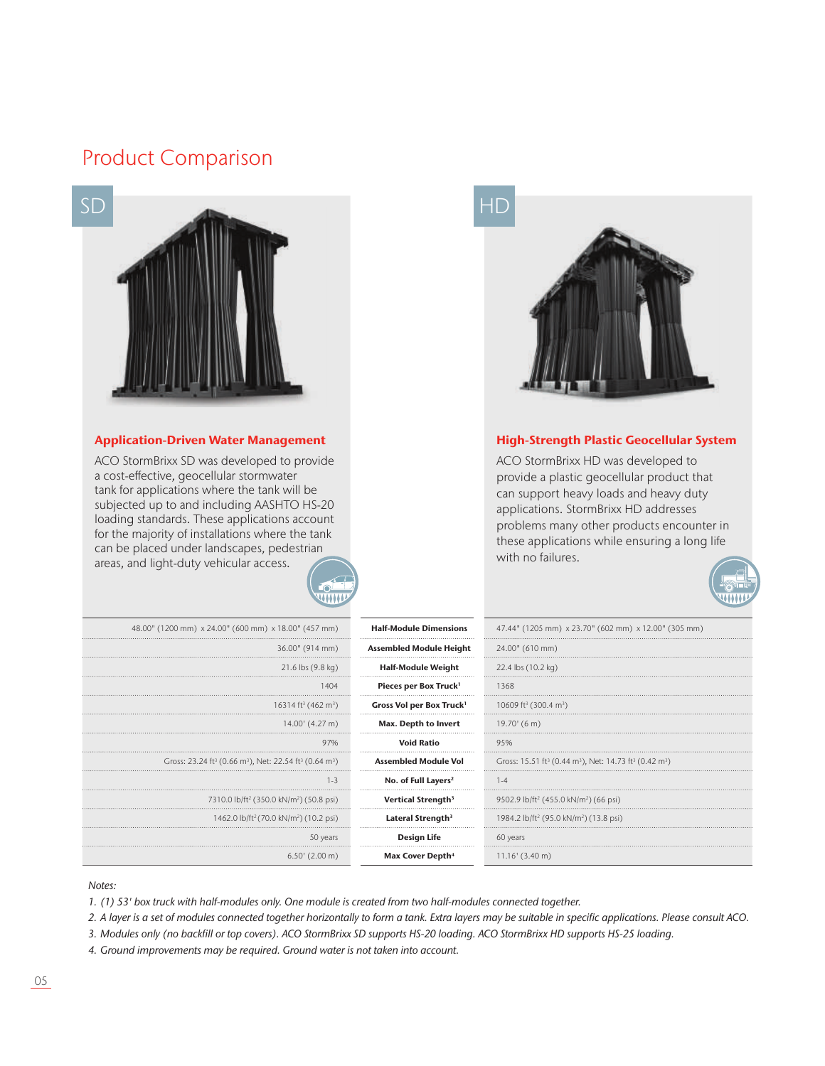# Product Comparison

## SD

### Application-Driven Water Management

ACO StormBrixx SD was developed to provide a cost-effective, geocellular stormwater tank for applications where the tank will be subjected up to and including AASHTO HS-20 loading standards. These applications account for the majority of installations where the tank can be placed under landscapes, pedestrian areas, and light-duty vehicular access.

## HD

### High-Strength Plastic Geocellular System

ACO StormBrixx HD was developed to provide a plastic geocellular product that can support heavy loads and heavy duty applications. StormBrixx HD addresses problems many other products encounter in these applications while ensuring a long life with no failures.

| SD | | HD |
|---|---|---|
| 48.00" (1200 mm) x 24.00" (600 mm) x 18.00" (457 mm) | **Half-Module Dimensions** | 47.44" (1205 mm) x 23.70" (602 mm) x 12.00" (305 mm) |
| 36.00" (914 mm) | **Assembled Module Height** | 24.00" (610 mm) |
| 21.6 lbs (9.8 kg) | **Half-Module Weight** | 22.4 lbs (10.2 kg) |
| 1404 | **Pieces per Box Truck**[1] | 1368 |
| 16314 ft³ (462 m³) | **Gross Vol per Box Truck**[1] | 10609 ft³ (300.4 m³) |
| 14.00' (4.27 m) | **Max. Depth to Invert** | 19.70' (6 m) |
| 97% | **Void Ratio** | 95% |
| Gross: 23.24 ft³ (0.66 m³), Net: 22.54 ft³ (0.64 m³) | **Assembled Module Vol** | Gross: 15.51 ft³ (0.44 m³), Net: 14.73 ft³ (0.42 m³) |
| 1-3 | **No. of Full Layers**[2] | 1-4 |
| 7310.0 lb/ft² (350.0 kN/m²) (50.8 psi) | **Vertical Strength**[3] | 9502.9 lb/ft² (455.0 kN/m²) (66 psi) |
| 1462.0 lb/ft² (70.0 kN/m²) (10.2 psi) | **Lateral Strength**[3] | 1984.2 lb/ft² (95.0 kN/m²) (13.8 psi) |
| 50 years | **Design Life** | 60 years |
| 6.50' (2.00 m) | **Max Cover Depth**[4] | 11.16' (3.40 m) |

*Notes:*

1. *(1) 53' box truck with half-modules only. One module is created from two half-modules connected together.*
2. *A layer is a set of modules connected together horizontally to form a tank. Extra layers may be suitable in specific applications. Please consult ACO.*
3. *Modules only (no backfill or top covers). ACO StormBrixx SD supports HS-20 loading. ACO StormBrixx HD supports HS-25 loading.*
4. *Ground improvements may be required. Ground water is not taken into account.*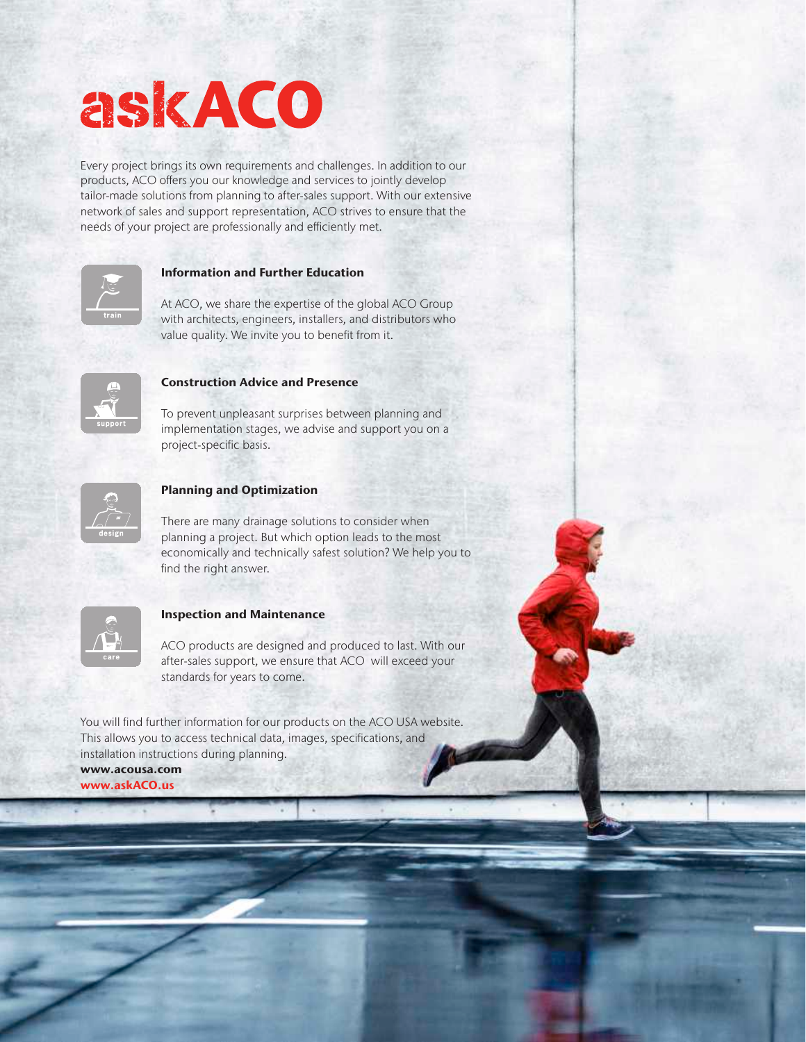# askACO

Every project brings its own requirements and challenges. In addition to our products, ACO offers you our knowledge and services to jointly develop tailor-made solutions from planning to after-sales support. With our extensive network of sales and support representation, ACO strives to ensure that the needs of your project are professionally and efficiently met.

train

### Information and Further Education

At ACO, we share the expertise of the global ACO Group with architects, engineers, installers, and distributors who value quality. We invite you to benefit from it.

support

### Construction Advice and Presence

To prevent unpleasant surprises between planning and implementation stages, we advise and support you on a project-specific basis.

design

### Planning and Optimization

There are many drainage solutions to consider when planning a project. But which option leads to the most economically and technically safest solution? We help you to find the right answer.

care

### Inspection and Maintenance

ACO products are designed and produced to last. With our after-sales support, we ensure that ACO will exceed your standards for years to come.

You will find further information for our products on the ACO USA website. This allows you to access technical data, images, specifications, and installation instructions during planning.

**www.acousa.com**
**www.askACO.us**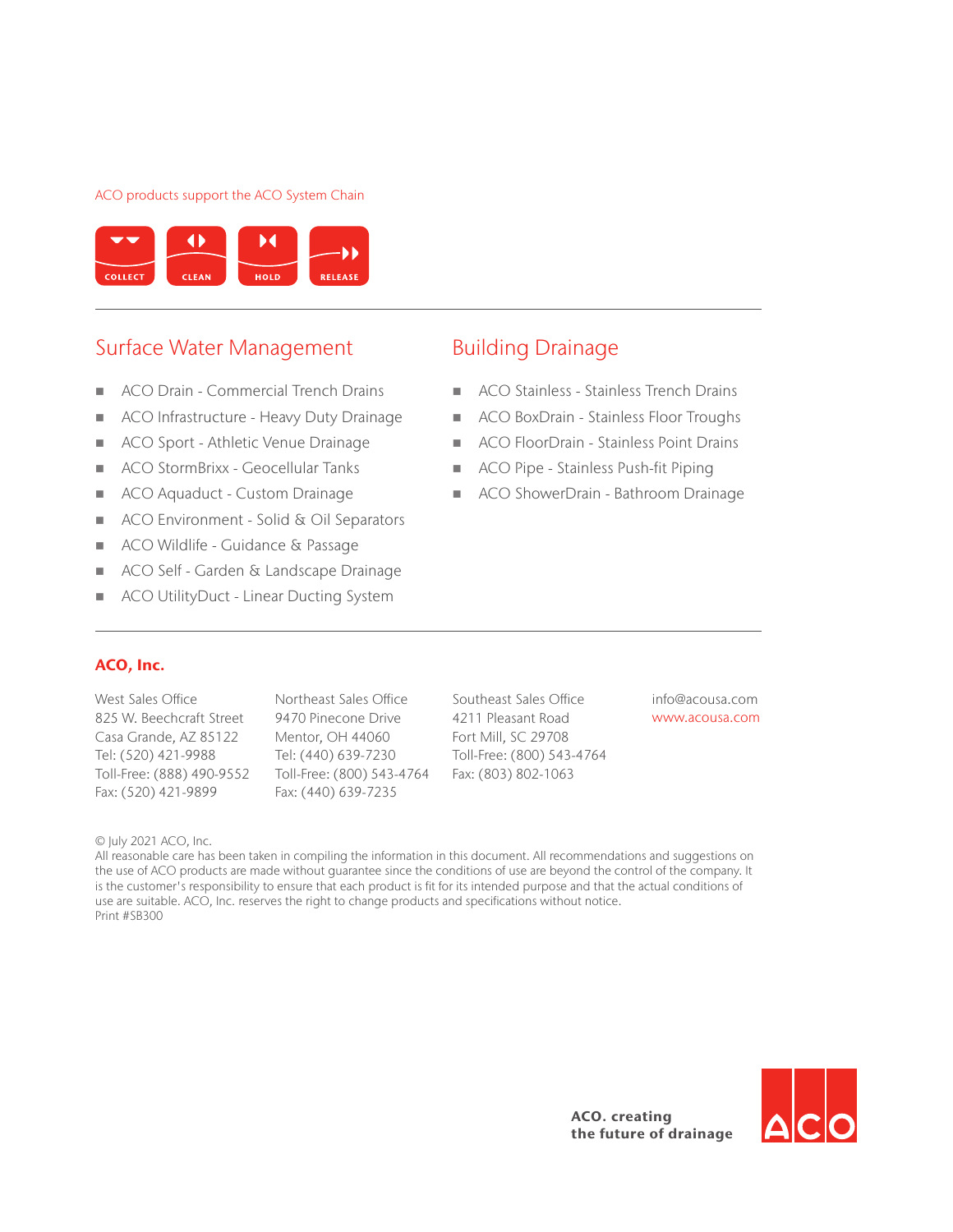ACO products support the ACO System Chain

COLLECT CLEAN HOLD RELEASE

## Surface Water Management

- ACO Drain - Commercial Trench Drains
- ACO Infrastructure - Heavy Duty Drainage
- ACO Sport - Athletic Venue Drainage
- ACO StormBrixx - Geocellular Tanks
- ACO Aquaduct - Custom Drainage
- ACO Environment - Solid & Oil Separators
- ACO Wildlife - Guidance & Passage
- ACO Self - Garden & Landscape Drainage
- ACO UtilityDuct - Linear Ducting System

## Building Drainage

- ACO Stainless - Stainless Trench Drains
- ACO BoxDrain - Stainless Floor Troughs
- ACO FloorDrain - Stainless Point Drains
- ACO Pipe - Stainless Push-fit Piping
- ACO ShowerDrain - Bathroom Drainage

**ACO, Inc.**

West Sales Office
825 W. Beechcraft Street
Casa Grande, AZ 85122
Tel: (520) 421-9988
Toll-Free: (888) 490-9552
Fax: (520) 421-9899

Northeast Sales Office
9470 Pinecone Drive
Mentor, OH 44060
Tel: (440) 639-7230
Toll-Free: (800) 543-4764
Fax: (440) 639-7235

Southeast Sales Office
4211 Pleasant Road
Fort Mill, SC 29708
Toll-Free: (800) 543-4764
Fax: (803) 802-1063

info@acousa.com
www.acousa.com

© July 2021 ACO, Inc.
All reasonable care has been taken in compiling the information in this document. All recommendations and suggestions on the use of ACO products are made without guarantee since the conditions of use are beyond the control of the company. It is the customer's responsibility to ensure that each product is fit for its intended purpose and that the actual conditions of use are suitable. ACO, Inc. reserves the right to change products and specifications without notice.
Print #SB300

**ACO. creating the future of drainage**

ACO